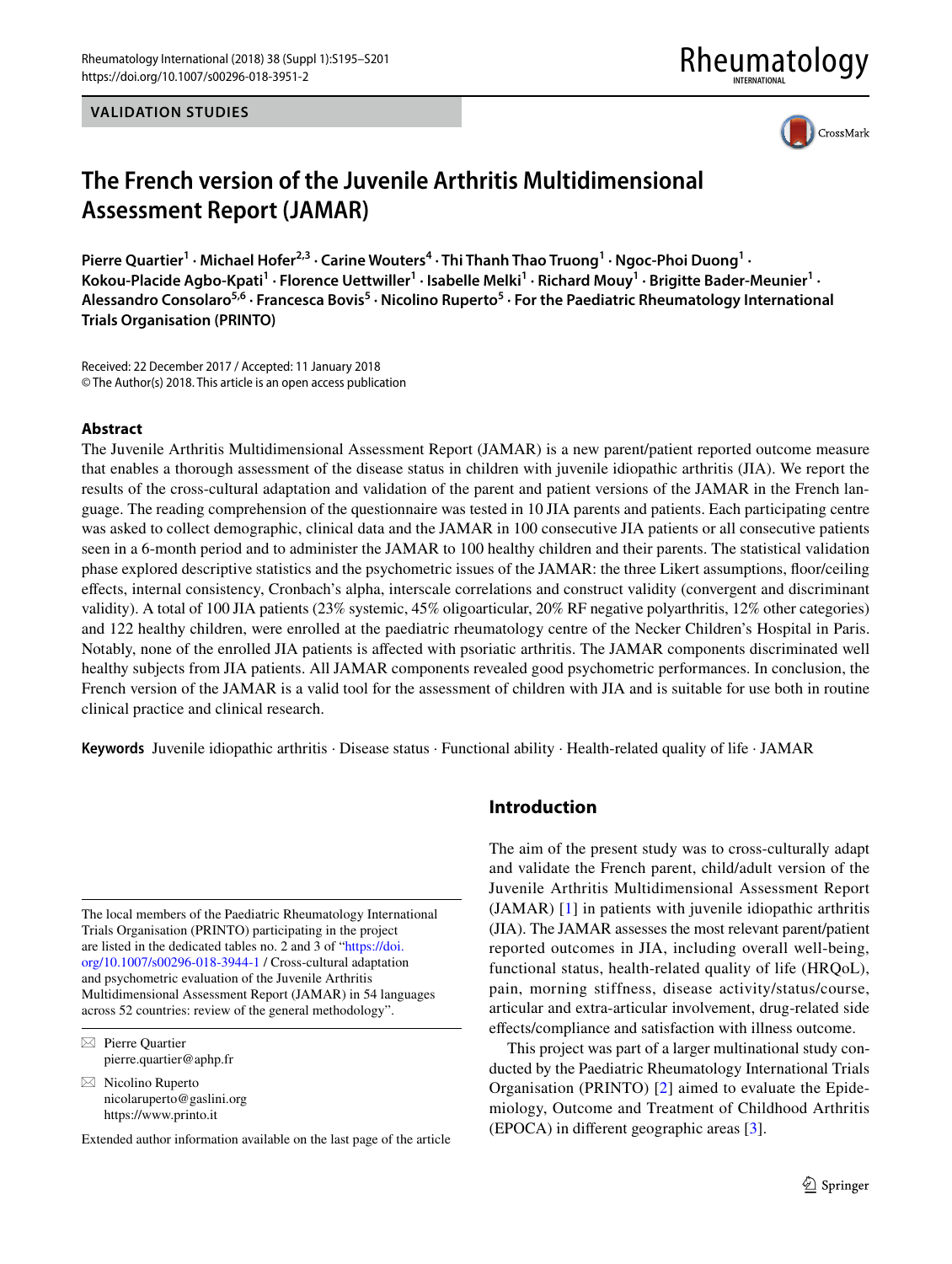VALIDATION STUDIES

# The French version of the Juvenile Arthritis Multidimensional Assessment Report (JAMAR)

**Pierre Quartier[1] · Michael Hofer[2,3] · Carine Wouters[4] · Thi Thanh Thao Truong[1] · Ngoc-Phoi Duong[1] · Kokou-Placide Agbo-Kpati[1] · Florence Uettwiller[1] · Isabelle Melki[1] · Richard Mouy[1] · Brigitte Bader-Meunier[1] · Alessandro Consolaro[5,6] · Francesca Bovis[5] · Nicolino Ruperto[5] · For the Paediatric Rheumatology International Trials Organisation (PRINTO)**

Received: 22 December 2017 / Accepted: 11 January 2018
© The Author(s) 2018. This article is an open access publication

## Abstract

The Juvenile Arthritis Multidimensional Assessment Report (JAMAR) is a new parent/patient reported outcome measure that enables a thorough assessment of the disease status in children with juvenile idiopathic arthritis (JIA). We report the results of the cross-cultural adaptation and validation of the parent and patient versions of the JAMAR in the French language. The reading comprehension of the questionnaire was tested in 10 JIA parents and patients. Each participating centre was asked to collect demographic, clinical data and the JAMAR in 100 consecutive JIA patients or all consecutive patients seen in a 6-month period and to administer the JAMAR to 100 healthy children and their parents. The statistical validation phase explored descriptive statistics and the psychometric issues of the JAMAR: the three Likert assumptions, floor/ceiling effects, internal consistency, Cronbach's alpha, interscale correlations and construct validity (convergent and discriminant validity). A total of 100 JIA patients (23% systemic, 45% oligoarticular, 20% RF negative polyarthritis, 12% other categories) and 122 healthy children, were enrolled at the paediatric rheumatology centre of the Necker Children's Hospital in Paris. Notably, none of the enrolled JIA patients is affected with psoriatic arthritis. The JAMAR components discriminated well healthy subjects from JIA patients. All JAMAR components revealed good psychometric performances. In conclusion, the French version of the JAMAR is a valid tool for the assessment of children with JIA and is suitable for use both in routine clinical practice and clinical research.

**Keywords** Juvenile idiopathic arthritis · Disease status · Functional ability · Health-related quality of life · JAMAR

## Introduction

The aim of the present study was to cross-culturally adapt and validate the French parent, child/adult version of the Juvenile Arthritis Multidimensional Assessment Report (JAMAR) [1] in patients with juvenile idiopathic arthritis (JIA). The JAMAR assesses the most relevant parent/patient reported outcomes in JIA, including overall well-being, functional status, health-related quality of life (HRQoL), pain, morning stiffness, disease activity/status/course, articular and extra-articular involvement, drug-related side effects/compliance and satisfaction with illness outcome.

This project was part of a larger multinational study conducted by the Paediatric Rheumatology International Trials Organisation (PRINTO) [2] aimed to evaluate the Epidemiology, Outcome and Treatment of Childhood Arthritis (EPOCA) in different geographic areas [3].

The local members of the Paediatric Rheumatology International Trials Organisation (PRINTO) participating in the project are listed in the dedicated tables no. 2 and 3 of "https://doi.org/10.1007/s00296-018-3944-1 / Cross-cultural adaptation and psychometric evaluation of the Juvenile Arthritis Multidimensional Assessment Report (JAMAR) in 54 languages across 52 countries: review of the general methodology".

✉ Pierre Quartier
pierre.quartier@aphp.fr

✉ Nicolino Ruperto
nicolaruperto@gaslini.org
https://www.printo.it

Extended author information available on the last page of the article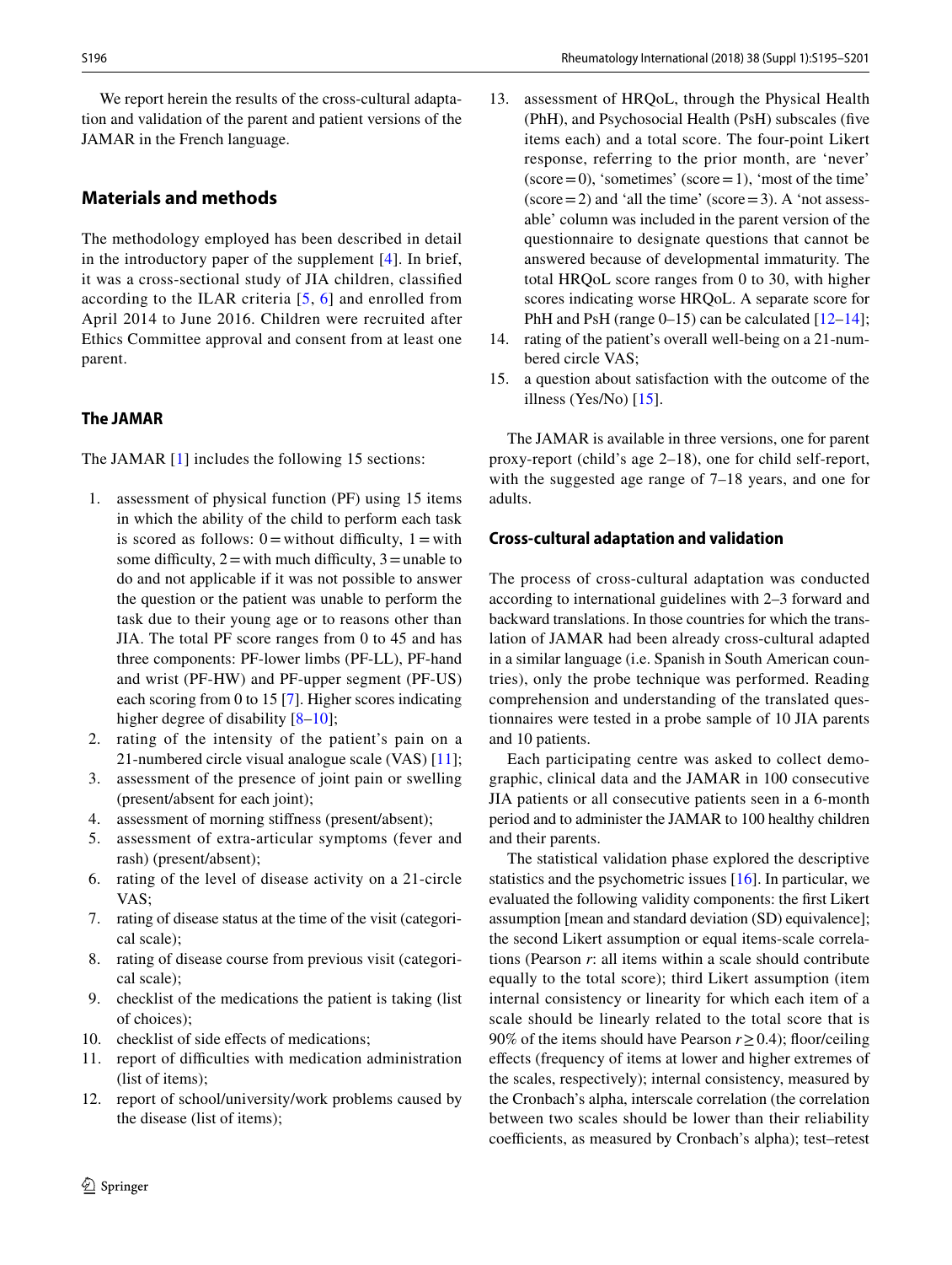We report herein the results of the cross-cultural adaptation and validation of the parent and patient versions of the JAMAR in the French language.

## Materials and methods

The methodology employed has been described in detail in the introductory paper of the supplement [4]. In brief, it was a cross-sectional study of JIA children, classified according to the ILAR criteria [5, 6] and enrolled from April 2014 to June 2016. Children were recruited after Ethics Committee approval and consent from at least one parent.

### The JAMAR

The JAMAR [1] includes the following 15 sections:

1. assessment of physical function (PF) using 15 items in which the ability of the child to perform each task is scored as follows: 0 = without difficulty, 1 = with some difficulty, 2 = with much difficulty, 3 = unable to do and not applicable if it was not possible to answer the question or the patient was unable to perform the task due to their young age or to reasons other than JIA. The total PF score ranges from 0 to 45 and has three components: PF-lower limbs (PF-LL), PF-hand and wrist (PF-HW) and PF-upper segment (PF-US) each scoring from 0 to 15 [7]. Higher scores indicating higher degree of disability [8–10];
2. rating of the intensity of the patient's pain on a 21-numbered circle visual analogue scale (VAS) [11];
3. assessment of the presence of joint pain or swelling (present/absent for each joint);
4. assessment of morning stiffness (present/absent);
5. assessment of extra-articular symptoms (fever and rash) (present/absent);
6. rating of the level of disease activity on a 21-circle VAS;
7. rating of disease status at the time of the visit (categorical scale);
8. rating of disease course from previous visit (categorical scale);
9. checklist of the medications the patient is taking (list of choices);
10. checklist of side effects of medications;
11. report of difficulties with medication administration (list of items);
12. report of school/university/work problems caused by the disease (list of items);
13. assessment of HRQoL, through the Physical Health (PhH), and Psychosocial Health (PsH) subscales (five items each) and a total score. The four-point Likert response, referring to the prior month, are 'never' (score = 0), 'sometimes' (score = 1), 'most of the time' (score = 2) and 'all the time' (score = 3). A 'not assessable' column was included in the parent version of the questionnaire to designate questions that cannot be answered because of developmental immaturity. The total HRQoL score ranges from 0 to 30, with higher scores indicating worse HRQoL. A separate score for PhH and PsH (range 0–15) can be calculated [12–14];
14. rating of the patient's overall well-being on a 21-numbered circle VAS;
15. a question about satisfaction with the outcome of the illness (Yes/No) [15].

The JAMAR is available in three versions, one for parent proxy-report (child's age 2–18), one for child self-report, with the suggested age range of 7–18 years, and one for adults.

### Cross-cultural adaptation and validation

The process of cross-cultural adaptation was conducted according to international guidelines with 2–3 forward and backward translations. In those countries for which the translation of JAMAR had been already cross-cultural adapted in a similar language (i.e. Spanish in South American countries), only the probe technique was performed. Reading comprehension and understanding of the translated questionnaires were tested in a probe sample of 10 JIA parents and 10 patients.

Each participating centre was asked to collect demographic, clinical data and the JAMAR in 100 consecutive JIA patients or all consecutive patients seen in a 6-month period and to administer the JAMAR to 100 healthy children and their parents.

The statistical validation phase explored the descriptive statistics and the psychometric issues [16]. In particular, we evaluated the following validity components: the first Likert assumption [mean and standard deviation (SD) equivalence]; the second Likert assumption or equal items-scale correlations (Pearson $r$: all items within a scale should contribute equally to the total score); third Likert assumption (item internal consistency or linearity for which each item of a scale should be linearly related to the total score that is 90% of the items should have Pearson $r \geq 0.4$); floor/ceiling effects (frequency of items at lower and higher extremes of the scales, respectively); internal consistency, measured by the Cronbach's alpha, interscale correlation (the correlation between two scales should be lower than their reliability coefficients, as measured by Cronbach's alpha); test–retest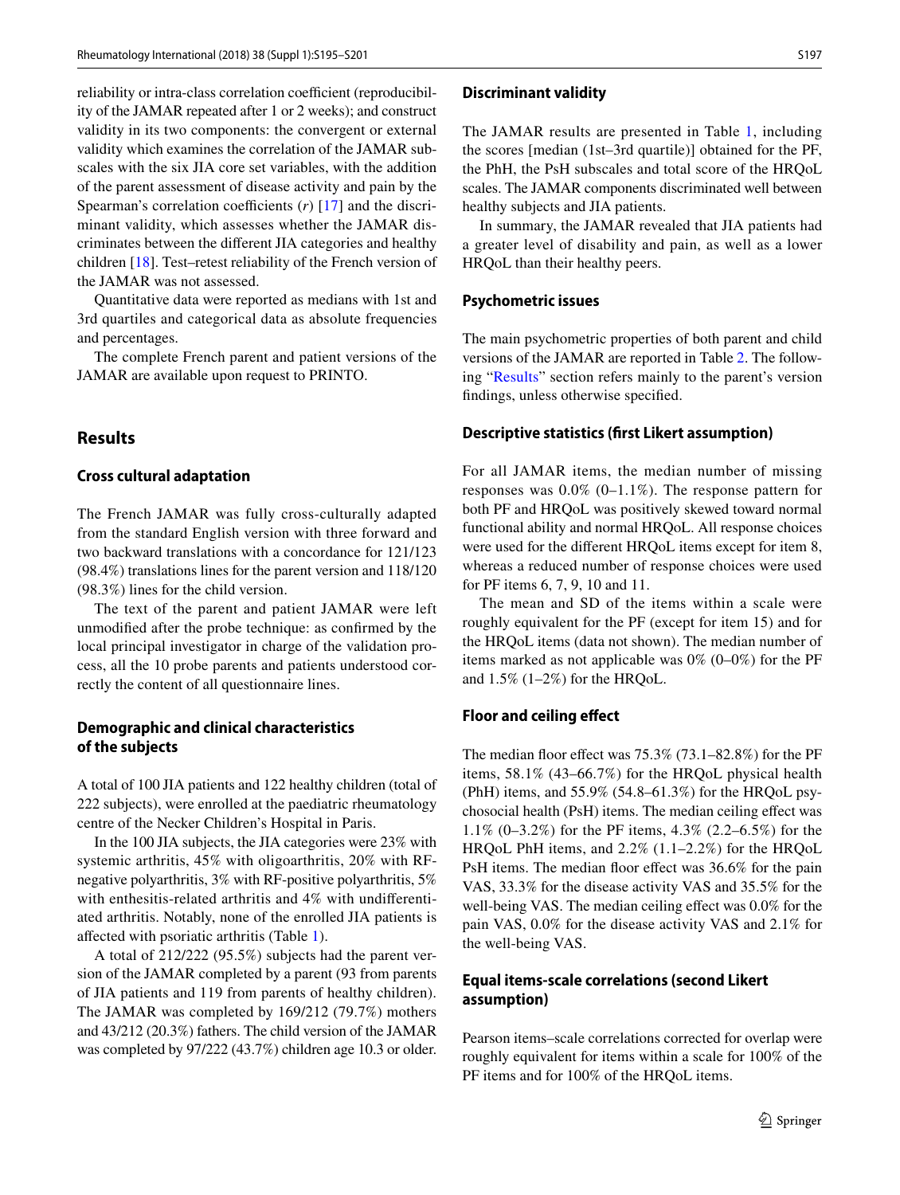reliability or intra-class correlation coefficient (reproducibility of the JAMAR repeated after 1 or 2 weeks); and construct validity in its two components: the convergent or external validity which examines the correlation of the JAMAR subscales with the six JIA core set variables, with the addition of the parent assessment of disease activity and pain by the Spearman's correlation coefficients (*r*) [17] and the discriminant validity, which assesses whether the JAMAR discriminates between the different JIA categories and healthy children [18]. Test–retest reliability of the French version of the JAMAR was not assessed.

Quantitative data were reported as medians with 1st and 3rd quartiles and categorical data as absolute frequencies and percentages.

The complete French parent and patient versions of the JAMAR are available upon request to PRINTO.

## Results

### Cross cultural adaptation

The French JAMAR was fully cross-culturally adapted from the standard English version with three forward and two backward translations with a concordance for 121/123 (98.4%) translations lines for the parent version and 118/120 (98.3%) lines for the child version.

The text of the parent and patient JAMAR were left unmodified after the probe technique: as confirmed by the local principal investigator in charge of the validation process, all the 10 probe parents and patients understood correctly the content of all questionnaire lines.

### Demographic and clinical characteristics of the subjects

A total of 100 JIA patients and 122 healthy children (total of 222 subjects), were enrolled at the paediatric rheumatology centre of the Necker Children's Hospital in Paris.

In the 100 JIA subjects, the JIA categories were 23% with systemic arthritis, 45% with oligoarthritis, 20% with RF-negative polyarthritis, 3% with RF-positive polyarthritis, 5% with enthesitis-related arthritis and 4% with undifferentiated arthritis. Notably, none of the enrolled JIA patients is affected with psoriatic arthritis (Table 1).

A total of 212/222 (95.5%) subjects had the parent version of the JAMAR completed by a parent (93 from parents of JIA patients and 119 from parents of healthy children). The JAMAR was completed by 169/212 (79.7%) mothers and 43/212 (20.3%) fathers. The child version of the JAMAR was completed by 97/222 (43.7%) children age 10.3 or older.

### Discriminant validity

The JAMAR results are presented in Table 1, including the scores [median (1st–3rd quartile)] obtained for the PF, the PhH, the PsH subscales and total score of the HRQoL scales. The JAMAR components discriminated well between healthy subjects and JIA patients.

In summary, the JAMAR revealed that JIA patients had a greater level of disability and pain, as well as a lower HRQoL than their healthy peers.

### Psychometric issues

The main psychometric properties of both parent and child versions of the JAMAR are reported in Table 2. The following "Results" section refers mainly to the parent's version findings, unless otherwise specified.

### Descriptive statistics (first Likert assumption)

For all JAMAR items, the median number of missing responses was 0.0% (0–1.1%). The response pattern for both PF and HRQoL was positively skewed toward normal functional ability and normal HRQoL. All response choices were used for the different HRQoL items except for item 8, whereas a reduced number of response choices were used for PF items 6, 7, 9, 10 and 11.

The mean and SD of the items within a scale were roughly equivalent for the PF (except for item 15) and for the HRQoL items (data not shown). The median number of items marked as not applicable was 0% (0–0%) for the PF and 1.5% (1–2%) for the HRQoL.

### Floor and ceiling effect

The median floor effect was 75.3% (73.1–82.8%) for the PF items, 58.1% (43–66.7%) for the HRQoL physical health (PhH) items, and 55.9% (54.8–61.3%) for the HRQoL psychosocial health (PsH) items. The median ceiling effect was 1.1% (0–3.2%) for the PF items, 4.3% (2.2–6.5%) for the HRQoL PhH items, and 2.2% (1.1–2.2%) for the HRQoL PsH items. The median floor effect was 36.6% for the pain VAS, 33.3% for the disease activity VAS and 35.5% for the well-being VAS. The median ceiling effect was 0.0% for the pain VAS, 0.0% for the disease activity VAS and 2.1% for the well-being VAS.

### Equal items-scale correlations (second Likert assumption)

Pearson items–scale correlations corrected for overlap were roughly equivalent for items within a scale for 100% of the PF items and for 100% of the HRQoL items.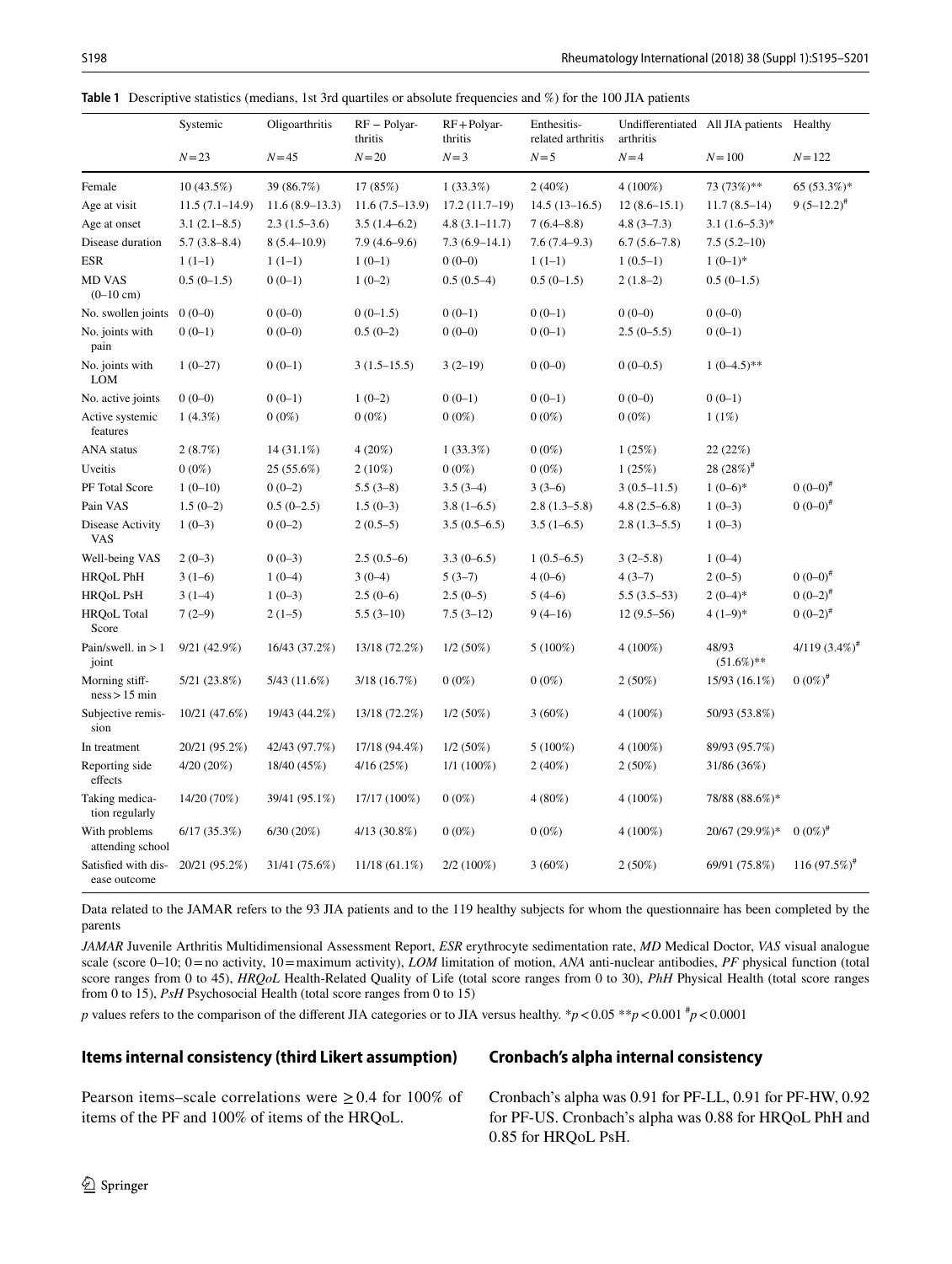**Table 1** Descriptive statistics (medians, 1st 3rd quartiles or absolute frequencies and %) for the 100 JIA patients

| | Systemic | Oligoarthritis | RF − Polyarthritis | RF + Polyarthritis | Enthesitis-related arthritis | Undifferentiated arthritis | All JIA patients | Healthy |
|---|---|---|---|---|---|---|---|---|
| | $N=23$ | $N=45$ | $N=20$ | $N=3$ | $N=5$ | $N=4$ | $N=100$ | $N=122$ |
| Female | 10 (43.5%) | 39 (86.7%) | 17 (85%) | 1 (33.3%) | 2 (40%) | 4 (100%) | 73 (73%)** | 65 (53.3%)* |
| Age at visit | 11.5 (7.1–14.9) | 11.6 (8.9–13.3) | 11.6 (7.5–13.9) | 17.2 (11.7–19) | 14.5 (13–16.5) | 12 (8.6–15.1) | 11.7 (8.5–14) | 9 (5–12.2)# |
| Age at onset | 3.1 (2.1–8.5) | 2.3 (1.5–3.6) | 3.5 (1.4–6.2) | 4.8 (3.1–11.7) | 7 (6.4–8.8) | 4.8 (3–7.3) | 3.1 (1.6–5.3)* | |
| Disease duration | 5.7 (3.8–8.4) | 8 (5.4–10.9) | 7.9 (4.6–9.6) | 7.3 (6.9–14.1) | 7.6 (7.4–9.3) | 6.7 (5.6–7.8) | 7.5 (5.2–10) | |
| ESR | 1 (1–1) | 1 (1–1) | 1 (0–1) | 0 (0–0) | 1 (1–1) | 1 (0.5–1) | 1 (0–1)* | |
| MD VAS (0–10 cm) | 0.5 (0–1.5) | 0 (0–1) | 1 (0–2) | 0.5 (0.5–4) | 0.5 (0–1.5) | 2 (1.8–2) | 0.5 (0–1.5) | |
| No. swollen joints | 0 (0–0) | 0 (0–0) | 0 (0–1.5) | 0 (0–1) | 0 (0–1) | 0 (0–0) | 0 (0–0) | |
| No. joints with pain | 0 (0–1) | 0 (0–0) | 0.5 (0–2) | 0 (0–0) | 0 (0–1) | 2.5 (0–5.5) | 0 (0–1) | |
| No. joints with LOM | 1 (0–27) | 0 (0–1) | 3 (1.5–15.5) | 3 (2–19) | 0 (0–0) | 0 (0–0.5) | 1 (0–4.5)** | |
| No. active joints | 0 (0–0) | 0 (0–1) | 1 (0–2) | 0 (0–1) | 0 (0–1) | 0 (0–0) | 0 (0–1) | |
| Active systemic features | 1 (4.3%) | 0 (0%) | 0 (0%) | 0 (0%) | 0 (0%) | 0 (0%) | 1 (1%) | |
| ANA status | 2 (8.7%) | 14 (31.1%) | 4 (20%) | 1 (33.3%) | 0 (0%) | 1 (25%) | 22 (22%) | |
| Uveitis | 0 (0%) | 25 (55.6%) | 2 (10%) | 0 (0%) | 0 (0%) | 1 (25%) | 28 (28%)# | |
| PF Total Score | 1 (0–10) | 0 (0–2) | 5.5 (3–8) | 3.5 (3–4) | 3 (3–6) | 3 (0.5–11.5) | 1 (0–6)* | 0 (0–0)# |
| Pain VAS | 1.5 (0–2) | 0.5 (0–2.5) | 1.5 (0–3) | 3.8 (1–6.5) | 2.8 (1.3–5.8) | 4.8 (2.5–6.8) | 1 (0–3) | 0 (0–0)# |
| Disease Activity VAS | 1 (0–3) | 0 (0–2) | 2 (0.5–5) | 3.5 (0.5–6.5) | 3.5 (1–6.5) | 2.8 (1.3–5.5) | 1 (0–3) | |
| Well-being VAS | 2 (0–3) | 0 (0–3) | 2.5 (0.5–6) | 3.3 (0–6.5) | 1 (0.5–6.5) | 3 (2–5.8) | 1 (0–4) | |
| HRQoL PhH | 3 (1–6) | 1 (0–4) | 3 (0–4) | 5 (3–7) | 4 (0–6) | 4 (3–7) | 2 (0–5) | 0 (0–0)# |
| HRQoL PsH | 3 (1–4) | 1 (0–3) | 2.5 (0–6) | 2.5 (0–5) | 5 (4–6) | 5.5 (3.5–53) | 2 (0–4)* | 0 (0–2)# |
| HRQoL Total Score | 7 (2–9) | 2 (1–5) | 5.5 (3–10) | 7.5 (3–12) | 9 (4–16) | 12 (9.5–56) | 4 (1–9)* | 0 (0–2)# |
| Pain/swell. in > 1 joint | 9/21 (42.9%) | 16/43 (37.2%) | 13/18 (72.2%) | 1/2 (50%) | 5 (100%) | 4 (100%) | 48/93 (51.6%)** | 4/119 (3.4%)# |
| Morning stiffness > 15 min | 5/21 (23.8%) | 5/43 (11.6%) | 3/18 (16.7%) | 0 (0%) | 0 (0%) | 2 (50%) | 15/93 (16.1%) | 0 (0%)# |
| Subjective remission | 10/21 (47.6%) | 19/43 (44.2%) | 13/18 (72.2%) | 1/2 (50%) | 3 (60%) | 4 (100%) | 50/93 (53.8%) | |
| In treatment | 20/21 (95.2%) | 42/43 (97.7%) | 17/18 (94.4%) | 1/2 (50%) | 5 (100%) | 4 (100%) | 89/93 (95.7%) | |
| Reporting side effects | 4/20 (20%) | 18/40 (45%) | 4/16 (25%) | 1/1 (100%) | 2 (40%) | 2 (50%) | 31/86 (36%) | |
| Taking medication regularly | 14/20 (70%) | 39/41 (95.1%) | 17/17 (100%) | 0 (0%) | 4 (80%) | 4 (100%) | 78/88 (88.6%)* | |
| With problems attending school | 6/17 (35.3%) | 6/30 (20%) | 4/13 (30.8%) | 0 (0%) | 0 (0%) | 4 (100%) | 20/67 (29.9%)* | 0 (0%)# |
| Satisfied with disease outcome | 20/21 (95.2%) | 31/41 (75.6%) | 11/18 (61.1%) | 2/2 (100%) | 3 (60%) | 2 (50%) | 69/91 (75.8%) | 116 (97.5%)# |

Data related to the JAMAR refers to the 93 JIA patients and to the 119 healthy subjects for whom the questionnaire has been completed by the parents

*JAMAR* Juvenile Arthritis Multidimensional Assessment Report, *ESR* erythrocyte sedimentation rate, *MD* Medical Doctor, *VAS* visual analogue scale (score 0–10; 0 = no activity, 10 = maximum activity), *LOM* limitation of motion, *ANA* anti-nuclear antibodies, *PF* physical function (total score ranges from 0 to 45), *HRQoL* Health-Related Quality of Life (total score ranges from 0 to 30), *PhH* Physical Health (total score ranges from 0 to 15), *PsH* Psychosocial Health (total score ranges from 0 to 15)

*p* values refers to the comparison of the different JIA categories or to JIA versus healthy. $^{*}p<0.05$ $^{**}p<0.001$ $^{\#}p<0.0001$

## Items internal consistency (third Likert assumption)

Pearson items–scale correlations were ≥ 0.4 for 100% of items of the PF and 100% of items of the HRQoL.

## Cronbach's alpha internal consistency

Cronbach's alpha was 0.91 for PF-LL, 0.91 for PF-HW, 0.92 for PF-US. Cronbach's alpha was 0.88 for HRQoL PhH and 0.85 for HRQoL PsH.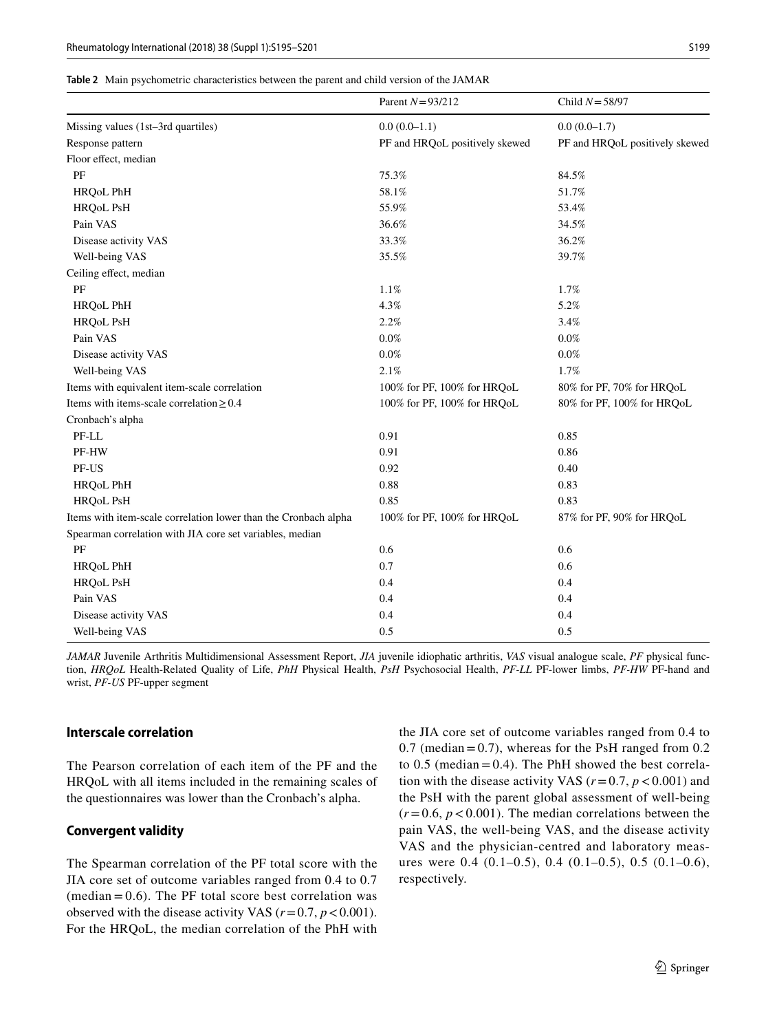**Table 2** Main psychometric characteristics between the parent and child version of the JAMAR

| | Parent $N = 93/212$ | Child $N = 58/97$ |
|---|---|---|
| Missing values (1st–3rd quartiles) | 0.0 (0.0–1.1) | 0.0 (0.0–1.7) |
| Response pattern | PF and HRQoL positively skewed | PF and HRQoL positively skewed |
| Floor effect, median | | |
| PF | 75.3% | 84.5% |
| HRQoL PhH | 58.1% | 51.7% |
| HRQoL PsH | 55.9% | 53.4% |
| Pain VAS | 36.6% | 34.5% |
| Disease activity VAS | 33.3% | 36.2% |
| Well-being VAS | 35.5% | 39.7% |
| Ceiling effect, median | | |
| PF | 1.1% | 1.7% |
| HRQoL PhH | 4.3% | 5.2% |
| HRQoL PsH | 2.2% | 3.4% |
| Pain VAS | 0.0% | 0.0% |
| Disease activity VAS | 0.0% | 0.0% |
| Well-being VAS | 2.1% | 1.7% |
| Items with equivalent item-scale correlation | 100% for PF, 100% for HRQoL | 80% for PF, 70% for HRQoL |
| Items with items-scale correlation ≥ 0.4 | 100% for PF, 100% for HRQoL | 80% for PF, 100% for HRQoL |
| Cronbach's alpha | | |
| PF-LL | 0.91 | 0.85 |
| PF-HW | 0.91 | 0.86 |
| PF-US | 0.92 | 0.40 |
| HRQoL PhH | 0.88 | 0.83 |
| HRQoL PsH | 0.85 | 0.83 |
| Items with item-scale correlation lower than the Cronbach alpha | 100% for PF, 100% for HRQoL | 87% for PF, 90% for HRQoL |
| Spearman correlation with JIA core set variables, median | | |
| PF | 0.6 | 0.6 |
| HRQoL PhH | 0.7 | 0.6 |
| HRQoL PsH | 0.4 | 0.4 |
| Pain VAS | 0.4 | 0.4 |
| Disease activity VAS | 0.4 | 0.4 |
| Well-being VAS | 0.5 | 0.5 |

*JAMAR* Juvenile Arthritis Multidimensional Assessment Report, *JIA* juvenile idiopathic arthritis, *VAS* visual analogue scale, *PF* physical function, *HRQoL* Health-Related Quality of Life, *PhH* Physical Health, *PsH* Psychosocial Health, *PF-LL* PF-lower limbs, *PF-HW* PF-hand and wrist, *PF-US* PF-upper segment

### Interscale correlation

The Pearson correlation of each item of the PF and the HRQoL with all items included in the remaining scales of the questionnaires was lower than the Cronbach's alpha.

### Convergent validity

The Spearman correlation of the PF total score with the JIA core set of outcome variables ranged from 0.4 to 0.7 (median = 0.6). The PF total score best correlation was observed with the disease activity VAS ($r = 0.7$, $p < 0.001$). For the HRQoL, the median correlation of the PhH with the JIA core set of outcome variables ranged from 0.4 to 0.7 (median = 0.7), whereas for the PsH ranged from 0.2 to 0.5 (median = 0.4). The PhH showed the best correlation with the disease activity VAS ($r = 0.7$, $p < 0.001$) and the PsH with the parent global assessment of well-being ($r = 0.6$, $p < 0.001$). The median correlations between the pain VAS, the well-being VAS, and the disease activity VAS and the physician-centred and laboratory measures were 0.4 (0.1–0.5), 0.4 (0.1–0.5), 0.5 (0.1–0.6), respectively.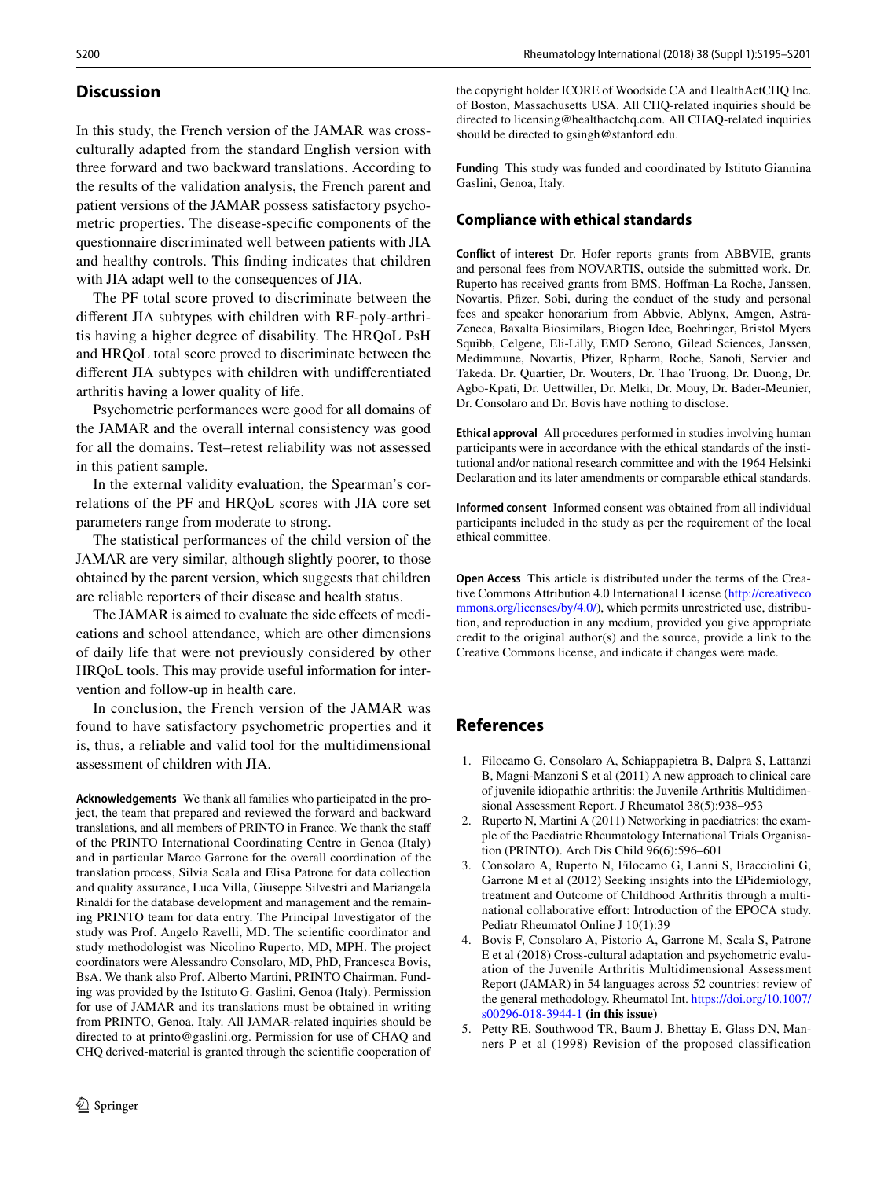## Discussion

In this study, the French version of the JAMAR was cross-culturally adapted from the standard English version with three forward and two backward translations. According to the results of the validation analysis, the French parent and patient versions of the JAMAR possess satisfactory psychometric properties. The disease-specific components of the questionnaire discriminated well between patients with JIA and healthy controls. This finding indicates that children with JIA adapt well to the consequences of JIA.

The PF total score proved to discriminate between the different JIA subtypes with children with RF-poly-arthritis having a higher degree of disability. The HRQoL PsH and HRQoL total score proved to discriminate between the different JIA subtypes with children with undifferentiated arthritis having a lower quality of life.

Psychometric performances were good for all domains of the JAMAR and the overall internal consistency was good for all the domains. Test–retest reliability was not assessed in this patient sample.

In the external validity evaluation, the Spearman's correlations of the PF and HRQoL scores with JIA core set parameters range from moderate to strong.

The statistical performances of the child version of the JAMAR are very similar, although slightly poorer, to those obtained by the parent version, which suggests that children are reliable reporters of their disease and health status.

The JAMAR is aimed to evaluate the side effects of medications and school attendance, which are other dimensions of daily life that were not previously considered by other HRQoL tools. This may provide useful information for intervention and follow-up in health care.

In conclusion, the French version of the JAMAR was found to have satisfactory psychometric properties and it is, thus, a reliable and valid tool for the multidimensional assessment of children with JIA.

**Acknowledgements** We thank all families who participated in the project, the team that prepared and reviewed the forward and backward translations, and all members of PRINTO in France. We thank the staff of the PRINTO International Coordinating Centre in Genoa (Italy) and in particular Marco Garrone for the overall coordination of the translation process, Silvia Scala and Elisa Patrone for data collection and quality assurance, Luca Villa, Giuseppe Silvestri and Mariangela Rinaldi for the database development and management and the remaining PRINTO team for data entry. The Principal Investigator of the study was Prof. Angelo Ravelli, MD. The scientific coordinator and study methodologist was Nicolino Ruperto, MD, MPH. The project coordinators were Alessandro Consolaro, MD, PhD, Francesca Bovis, BsA. We thank also Prof. Alberto Martini, PRINTO Chairman. Funding was provided by the Istituto G. Gaslini, Genoa (Italy). Permission for use of JAMAR and its translations must be obtained in writing from PRINTO, Genoa, Italy. All JAMAR-related inquiries should be directed to at printo@gaslini.org. Permission for use of CHAQ and CHQ derived-material is granted through the scientific cooperation of the copyright holder ICORE of Woodside CA and HealthActCHQ Inc. of Boston, Massachusetts USA. All CHQ-related inquiries should be directed to licensing@healthactchq.com. All CHAQ-related inquiries should be directed to gsingh@stanford.edu.

**Funding** This study was funded and coordinated by Istituto Giannina Gaslini, Genoa, Italy.

### Compliance with ethical standards

**Conflict of interest** Dr. Hofer reports grants from ABBVIE, grants and personal fees from NOVARTIS, outside the submitted work. Dr. Ruperto has received grants from BMS, Hoffman-La Roche, Janssen, Novartis, Pfizer, Sobi, during the conduct of the study and personal fees and speaker honorarium from Abbvie, Ablynx, Amgen, AstraZeneca, Baxalta Biosimilars, Biogen Idec, Boehringer, Bristol Myers Squibb, Celgene, Eli-Lilly, EMD Serono, Gilead Sciences, Janssen, Medimmune, Novartis, Pfizer, Rpharm, Roche, Sanofi, Servier and Takeda. Dr. Quartier, Dr. Wouters, Dr. Thao Truong, Dr. Duong, Dr. Agbo-Kpati, Dr. Uettwiller, Dr. Melki, Dr. Mouy, Dr. Bader-Meunier, Dr. Consolaro and Dr. Bovis have nothing to disclose.

**Ethical approval** All procedures performed in studies involving human participants were in accordance with the ethical standards of the institutional and/or national research committee and with the 1964 Helsinki Declaration and its later amendments or comparable ethical standards.

**Informed consent** Informed consent was obtained from all individual participants included in the study as per the requirement of the local ethical committee.

**Open Access** This article is distributed under the terms of the Creative Commons Attribution 4.0 International License (http://creativecommons.org/licenses/by/4.0/), which permits unrestricted use, distribution, and reproduction in any medium, provided you give appropriate credit to the original author(s) and the source, provide a link to the Creative Commons license, and indicate if changes were made.

## References

1. Filocamo G, Consolaro A, Schiappapietra B, Dalpra S, Lattanzi B, Magni-Manzoni S et al (2011) A new approach to clinical care of juvenile idiopathic arthritis: the Juvenile Arthritis Multidimensional Assessment Report. J Rheumatol 38(5):938–953
2. Ruperto N, Martini A (2011) Networking in paediatrics: the example of the Paediatric Rheumatology International Trials Organisation (PRINTO). Arch Dis Child 96(6):596–601
3. Consolaro A, Ruperto N, Filocamo G, Lanni S, Bracciolini G, Garrone M et al (2012) Seeking insights into the EPidemiology, treatment and Outcome of Childhood Arthritis through a multinational collaborative effort: Introduction of the EPOCA study. Pediatr Rheumatol Online J 10(1):39
4. Bovis F, Consolaro A, Pistorio A, Garrone M, Scala S, Patrone E et al (2018) Cross-cultural adaptation and psychometric evaluation of the Juvenile Arthritis Multidimensional Assessment Report (JAMAR) in 54 languages across 52 countries: review of the general methodology. Rheumatol Int. https://doi.org/10.1007/s00296-018-3944-1 **(in this issue)**
5. Petty RE, Southwood TR, Baum J, Bhettay E, Glass DN, Manners P et al (1998) Revision of the proposed classification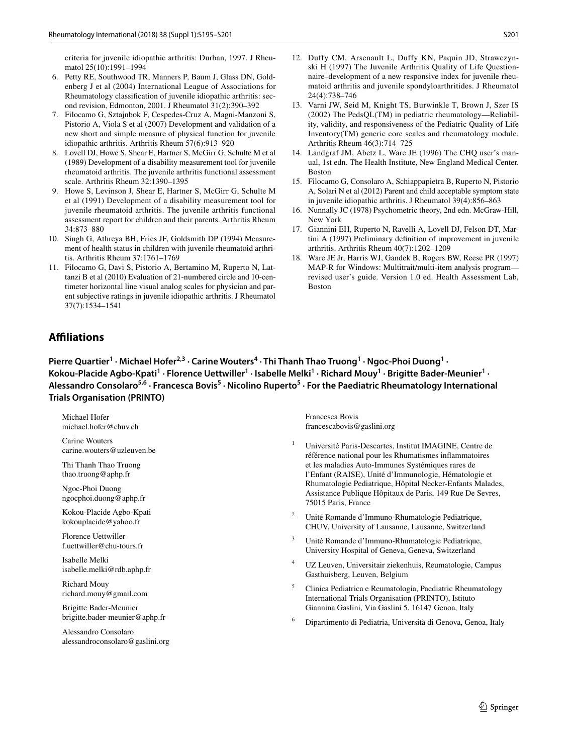criteria for juvenile idiopathic arthritis: Durban, 1997. J Rheumatol 25(10):1991–1994

6. Petty RE, Southwood TR, Manners P, Baum J, Glass DN, Goldenberg J et al (2004) International League of Associations for Rheumatology classification of juvenile idiopathic arthritis: second revision, Edmonton, 2001. J Rheumatol 31(2):390–392
7. Filocamo G, Sztajnbok F, Cespedes-Cruz A, Magni-Manzoni S, Pistorio A, Viola S et al (2007) Development and validation of a new short and simple measure of physical function for juvenile idiopathic arthritis. Arthritis Rheum 57(6):913–920
8. Lovell DJ, Howe S, Shear E, Hartner S, McGirr G, Schulte M et al (1989) Development of a disability measurement tool for juvenile rheumatoid arthritis. The juvenile arthritis functional assessment scale. Arthritis Rheum 32:1390–1395
9. Howe S, Levinson J, Shear E, Hartner S, McGirr G, Schulte M et al (1991) Development of a disability measurement tool for juvenile rheumatoid arthritis. The juvenile arthritis functional assessment report for children and their parents. Arthritis Rheum 34:873–880
10. Singh G, Athreya BH, Fries JF, Goldsmith DP (1994) Measurement of health status in children with juvenile rheumatoid arthritis. Arthritis Rheum 37:1761–1769
11. Filocamo G, Davi S, Pistorio A, Bertamino M, Ruperto N, Lattanzi B et al (2010) Evaluation of 21-numbered circle and 10-centimeter horizontal line visual analog scales for physician and parent subjective ratings in juvenile idiopathic arthritis. J Rheumatol 37(7):1534–1541
12. Duffy CM, Arsenault L, Duffy KN, Paquin JD, Strawczynski H (1997) The Juvenile Arthritis Quality of Life Questionnaire–development of a new responsive index for juvenile rheumatoid arthritis and juvenile spondyloarthritides. J Rheumatol 24(4):738–746
13. Varni JW, Seid M, Knight TS, Burwinkle T, Brown J, Szer IS (2002) The PedsQL(TM) in pediatric rheumatology—Reliability, validity, and responsiveness of the Pediatric Quality of Life Inventory(TM) generic core scales and rheumatology module. Arthritis Rheum 46(3):714–725
14. Landgraf JM, Abetz L, Ware JE (1996) The CHQ user's manual, 1st edn. The Health Institute, New England Medical Center. Boston
15. Filocamo G, Consolaro A, Schiappapietra B, Ruperto N, Pistorio A, Solari N et al (2012) Parent and child acceptable symptom state in juvenile idiopathic arthritis. J Rheumatol 39(4):856–863
16. Nunnally JC (1978) Psychometric theory, 2nd edn. McGraw-Hill, New York
17. Giannini EH, Ruperto N, Ravelli A, Lovell DJ, Felson DT, Martini A (1997) Preliminary definition of improvement in juvenile arthritis. Arthritis Rheum 40(7):1202–1209
18. Ware JE Jr, Harris WJ, Gandek B, Rogers BW, Reese PR (1997) MAP-R for Windows: Multitrait/multi-item analysis program—revised user's guide. Version 1.0 ed. Health Assessment Lab, Boston

## Affiliations

**Pierre Quartier[1] · Michael Hofer[2,3] · Carine Wouters[4] · Thi Thanh Thao Truong[1] · Ngoc-Phoi Duong[1] · Kokou-Placide Agbo-Kpati[1] · Florence Uettwiller[1] · Isabelle Melki[1] · Richard Mouy[1] · Brigitte Bader-Meunier[1] · Alessandro Consolaro[5,6] · Francesca Bovis[5] · Nicolino Ruperto[5] · For the Paediatric Rheumatology International Trials Organisation (PRINTO)**

Michael Hofer
michael.hofer@chuv.ch

Carine Wouters
carine.wouters@uzleuven.be

Thi Thanh Thao Truong
thao.truong@aphp.fr

Ngoc-Phoi Duong
ngocphoi.duong@aphp.fr

Kokou-Placide Agbo-Kpati
kokouplacide@yahoo.fr

Florence Uettwiller
f.uettwiller@chu-tours.fr

Isabelle Melki
isabelle.melki@rdb.aphp.fr

Richard Mouy
richard.mouy@gmail.com

Brigitte Bader-Meunier
brigitte.bader-meunier@aphp.fr

Alessandro Consolaro
alessandroconsolaro@gaslini.org

Francesca Bovis
francescabovis@gaslini.org

[1] Université Paris-Descartes, Institut IMAGINE, Centre de référence national pour les Rhumatismes inflammatoires et les maladies Auto-Immunes Systémiques rares de l'Enfant (RAISE), Unité d'Immunologie, Hématologie et Rhumatologie Pediatrique, Hôpital Necker-Enfants Malades, Assistance Publique Hôpitaux de Paris, 149 Rue De Sevres, 75015 Paris, France

[2] Unité Romande d'Immuno-Rhumatologie Pediatrique, CHUV, University of Lausanne, Lausanne, Switzerland

[3] Unité Romande d'Immuno-Rhumatologie Pediatrique, University Hospital of Geneva, Geneva, Switzerland

[4] UZ Leuven, Universitair ziekenhuis, Reumatologie, Campus Gasthuisberg, Leuven, Belgium

[5] Clinica Pediatrica e Reumatologia, Paediatric Rheumatology International Trials Organisation (PRINTO), Istituto Giannina Gaslini, Via Gaslini 5, 16147 Genoa, Italy

[6] Dipartimento di Pediatria, Università di Genova, Genoa, Italy